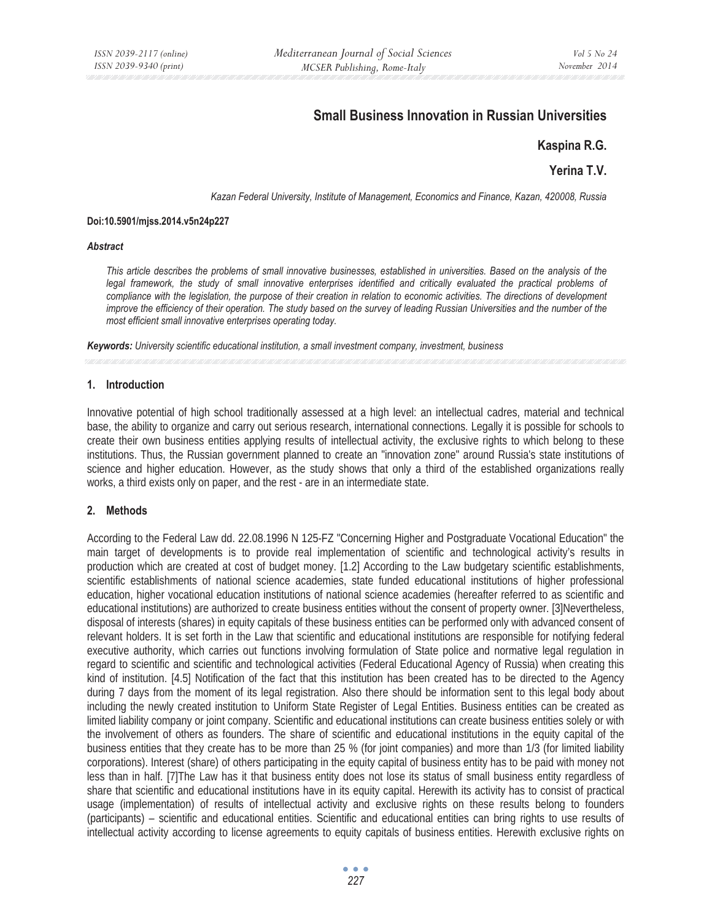# Small Business Innovation in Russian Universities

**Kaspina R.G.**

**Yerina T.V.**

*Kazan Federal University, Institute of Management, Economics and Finance, Kazan, 420008, Russia*

**Doi:10.5901/mjss.2014.v5n24p227**

***Abstract***

*This article describes the problems of small innovative businesses, established in universities. Based on the analysis of the legal framework, the study of small innovative enterprises identified and critically evaluated the practical problems of compliance with the legislation, the purpose of their creation in relation to economic activities. The directions of development improve the efficiency of their operation. The study based on the survey of leading Russian Universities and the number of the most efficient small innovative enterprises operating today.*

***Keywords:*** *University scientific educational institution, a small investment company, investment, business*

## 1. Introduction

Innovative potential of high school traditionally assessed at a high level: an intellectual cadres, material and technical base, the ability to organize and carry out serious research, international connections. Legally it is possible for schools to create their own business entities applying results of intellectual activity, the exclusive rights to which belong to these institutions. Thus, the Russian government planned to create an "innovation zone" around Russia's state institutions of science and higher education. However, as the study shows that only a third of the established organizations really works, a third exists only on paper, and the rest - are in an intermediate state.

## 2. Methods

According to the Federal Law dd. 22.08.1996 N 125-FZ "Concerning Higher and Postgraduate Vocational Education" the main target of developments is to provide real implementation of scientific and technological activity's results in production which are created at cost of budget money. [1.2] According to the Law budgetary scientific establishments, scientific establishments of national science academies, state funded educational institutions of higher professional education, higher vocational education institutions of national science academies (hereafter referred to as scientific and educational institutions) are authorized to create business entities without the consent of property owner. [3]Nevertheless, disposal of interests (shares) in equity capitals of these business entities can be performed only with advanced consent of relevant holders. It is set forth in the Law that scientific and educational institutions are responsible for notifying federal executive authority, which carries out functions involving formulation of State police and normative legal regulation in regard to scientific and scientific and technological activities (Federal Educational Agency of Russia) when creating this kind of institution. [4.5] Notification of the fact that this institution has been created has to be directed to the Agency during 7 days from the moment of its legal registration. Also there should be information sent to this legal body about including the newly created institution to Uniform State Register of Legal Entities. Business entities can be created as limited liability company or joint company. Scientific and educational institutions can create business entities solely or with the involvement of others as founders. The share of scientific and educational institutions in the equity capital of the business entities that they create has to be more than 25 % (for joint companies) and more than 1/3 (for limited liability corporations). Interest (share) of others participating in the equity capital of business entity has to be paid with money not less than in half. [7]The Law has it that business entity does not lose its status of small business entity regardless of share that scientific and educational institutions have in its equity capital. Herewith its activity has to consist of practical usage (implementation) of results of intellectual activity and exclusive rights on these results belong to founders (participants) – scientific and educational entities. Scientific and educational entities can bring rights to use results of intellectual activity according to license agreements to equity capitals of business entities. Herewith exclusive rights on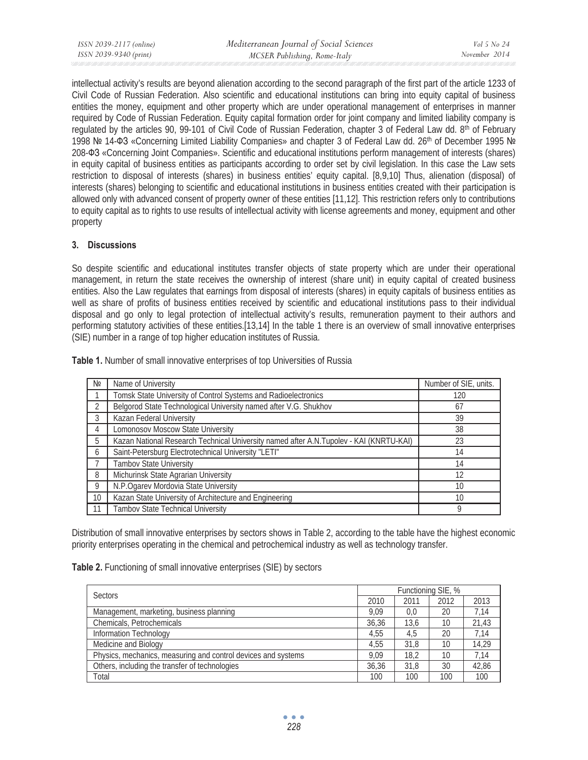intellectual activity's results are beyond alienation according to the second paragraph of the first part of the article 1233 of Civil Code of Russian Federation. Also scientific and educational institutions can bring into equity capital of business entities the money, equipment and other property which are under operational management of enterprises in manner required by Code of Russian Federation. Equity capital formation order for joint company and limited liability company is regulated by the articles 90, 99-101 of Civil Code of Russian Federation, chapter 3 of Federal Law dd. 8th of February 1998 № 14-ФЗ «Concerning Limited Liability Companies» and chapter 3 of Federal Law dd. 26th of December 1995 № 208-ФЗ «Concerning Joint Companies». Scientific and educational institutions perform management of interests (shares) in equity capital of business entities as participants according to order set by civil legislation. In this case the Law sets restriction to disposal of interests (shares) in business entities' equity capital. [8,9,10] Thus, alienation (disposal) of interests (shares) belonging to scientific and educational institutions in business entities created with their participation is allowed only with advanced consent of property owner of these entities [11,12]. This restriction refers only to contributions to equity capital as to rights to use results of intellectual activity with license agreements and money, equipment and other property

## 3. Discussions

So despite scientific and educational institutes transfer objects of state property which are under their operational management, in return the state receives the ownership of interest (share unit) in equity capital of created business entities. Also the Law regulates that earnings from disposal of interests (shares) in equity capitals of business entities as well as share of profits of business entities received by scientific and educational institutions pass to their individual disposal and go only to legal protection of intellectual activity's results, remuneration payment to their authors and performing statutory activities of these entities.[13,14] In the table 1 there is an overview of small innovative enterprises (SIE) number in a range of top higher education institutes of Russia.

**Table 1.** Number of small innovative enterprises of top Universities of Russia

| № | Name of University | Number of SIE, units. |
|---|---|---|
| 1 | Tomsk State University of Control Systems and Radioelectronics | 120 |
| 2 | Belgorod State Technological University named after V.G. Shukhov | 67 |
| 3 | Kazan Federal University | 39 |
| 4 | Lomonosov Moscow State University | 38 |
| 5 | Kazan National Research Technical University named after A.N.Tupolev - KAI (KNRTU-KAI) | 23 |
| 6 | Saint-Petersburg Electrotechnical University "LETI" | 14 |
| 7 | Tambov State University | 14 |
| 8 | Michurinsk State Agrarian University | 12 |
| 9 | N.P.Ogarev Mordovia State University | 10 |
| 10 | Kazan State University of Architecture and Engineering | 10 |
| 11 | Tambov State Technical University | 9 |

Distribution of small innovative enterprises by sectors shows in Table 2, according to the table have the highest economic priority enterprises operating in the chemical and petrochemical industry as well as technology transfer.

**Table 2.** Functioning of small innovative enterprises (SIE) by sectors

| Sectors | Functioning SIE, % | | | |
|---|---|---|---|---|
| | 2010 | 2011 | 2012 | 2013 |
| Management, marketing, business planning | 9,09 | 0,0 | 20 | 7,14 |
| Chemicals, Petrochemicals | 36,36 | 13,6 | 10 | 21,43 |
| Information Technology | 4,55 | 4,5 | 20 | 7,14 |
| Medicine and Biology | 4,55 | 31,8 | 10 | 14,29 |
| Physics, mechanics, measuring and control devices and systems | 9,09 | 18,2 | 10 | 7,14 |
| Others, including the transfer of technologies | 36,36 | 31,8 | 30 | 42,86 |
| Total | 100 | 100 | 100 | 100 |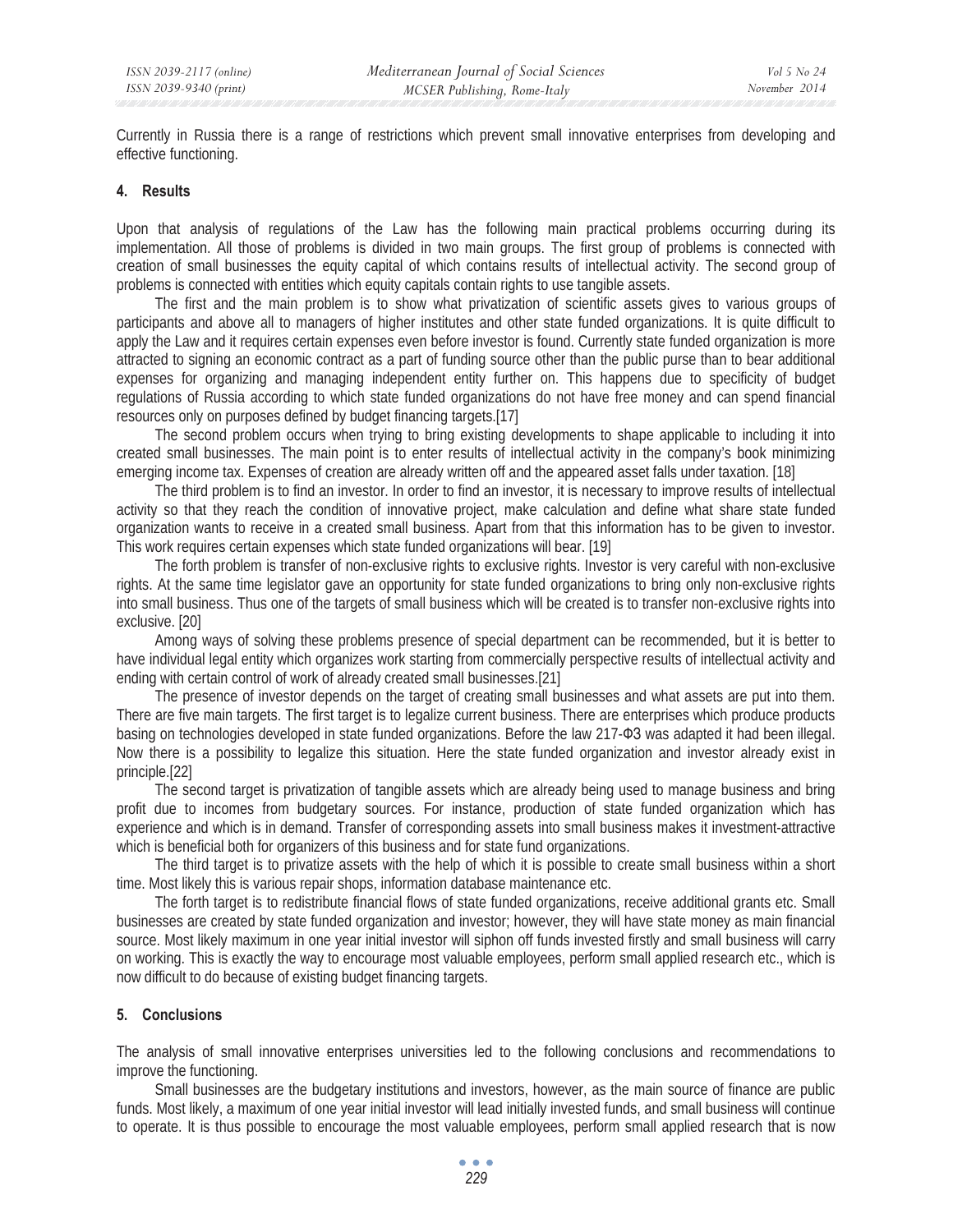Currently in Russia there is a range of restrictions which prevent small innovative enterprises from developing and effective functioning.

## 4. Results

Upon that analysis of regulations of the Law has the following main practical problems occurring during its implementation. All those of problems is divided in two main groups. The first group of problems is connected with creation of small businesses the equity capital of which contains results of intellectual activity. The second group of problems is connected with entities which equity capitals contain rights to use tangible assets.

The first and the main problem is to show what privatization of scientific assets gives to various groups of participants and above all to managers of higher institutes and other state funded organizations. It is quite difficult to apply the Law and it requires certain expenses even before investor is found. Currently state funded organization is more attracted to signing an economic contract as a part of funding source other than the public purse than to bear additional expenses for organizing and managing independent entity further on. This happens due to specificity of budget regulations of Russia according to which state funded organizations do not have free money and can spend financial resources only on purposes defined by budget financing targets.[17]

The second problem occurs when trying to bring existing developments to shape applicable to including it into created small businesses. The main point is to enter results of intellectual activity in the company's book minimizing emerging income tax. Expenses of creation are already written off and the appeared asset falls under taxation. [18]

The third problem is to find an investor. In order to find an investor, it is necessary to improve results of intellectual activity so that they reach the condition of innovative project, make calculation and define what share state funded organization wants to receive in a created small business. Apart from that this information has to be given to investor. This work requires certain expenses which state funded organizations will bear. [19]

The forth problem is transfer of non-exclusive rights to exclusive rights. Investor is very careful with non-exclusive rights. At the same time legislator gave an opportunity for state funded organizations to bring only non-exclusive rights into small business. Thus one of the targets of small business which will be created is to transfer non-exclusive rights into exclusive. [20]

Among ways of solving these problems presence of special department can be recommended, but it is better to have individual legal entity which organizes work starting from commercially perspective results of intellectual activity and ending with certain control of work of already created small businesses.[21]

The presence of investor depends on the target of creating small businesses and what assets are put into them. There are five main targets. The first target is to legalize current business. There are enterprises which produce products basing on technologies developed in state funded organizations. Before the law 217-ФЗ was adapted it had been illegal. Now there is a possibility to legalize this situation. Here the state funded organization and investor already exist in principle.[22]

The second target is privatization of tangible assets which are already being used to manage business and bring profit due to incomes from budgetary sources. For instance, production of state funded organization which has experience and which is in demand. Transfer of corresponding assets into small business makes it investment-attractive which is beneficial both for organizers of this business and for state fund organizations.

The third target is to privatize assets with the help of which it is possible to create small business within a short time. Most likely this is various repair shops, information database maintenance etc.

The forth target is to redistribute financial flows of state funded organizations, receive additional grants etc. Small businesses are created by state funded organization and investor; however, they will have state money as main financial source. Most likely maximum in one year initial investor will siphon off funds invested firstly and small business will carry on working. This is exactly the way to encourage most valuable employees, perform small applied research etc., which is now difficult to do because of existing budget financing targets.

## 5. Conclusions

The analysis of small innovative enterprises universities led to the following conclusions and recommendations to improve the functioning.

Small businesses are the budgetary institutions and investors, however, as the main source of finance are public funds. Most likely, a maximum of one year initial investor will lead initially invested funds, and small business will continue to operate. It is thus possible to encourage the most valuable employees, perform small applied research that is now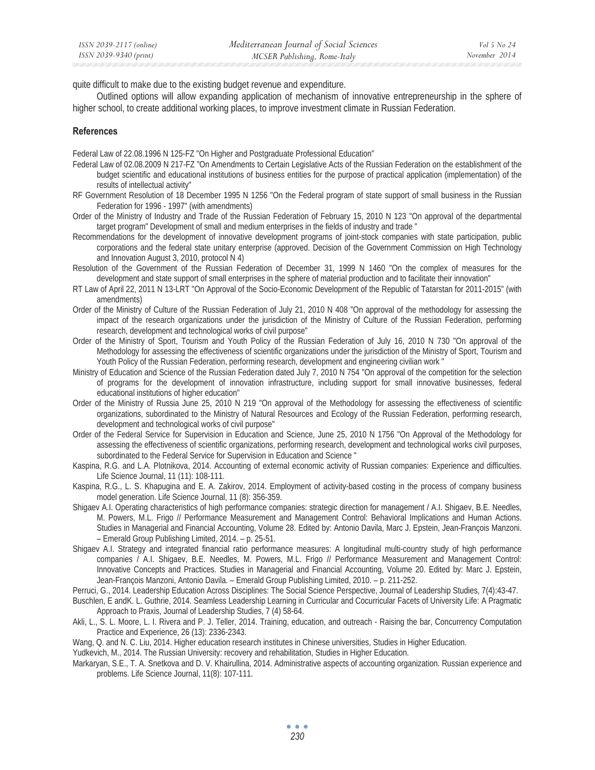quite difficult to make due to the existing budget revenue and expenditure.

Outlined options will allow expanding application of mechanism of innovative entrepreneurship in the sphere of higher school, to create additional working places, to improve investment climate in Russian Federation.

## References

Federal Law of 22.08.1996 N 125-FZ "On Higher and Postgraduate Professional Education"

Federal Law of 02.08.2009 N 217-FZ "On Amendments to Certain Legislative Acts of the Russian Federation on the establishment of the budget scientific and educational institutions of business entities for the purpose of practical application (implementation) of the results of intellectual activity"

RF Government Resolution of 18 December 1995 N 1256 "On the Federal program of state support of small business in the Russian Federation for 1996 - 1997" (with amendments)

Order of the Ministry of Industry and Trade of the Russian Federation of February 15, 2010 N 123 "On approval of the departmental target program" Development of small and medium enterprises in the fields of industry and trade "

Recommendations for the development of innovative development programs of joint-stock companies with state participation, public corporations and the federal state unitary enterprise (approved. Decision of the Government Commission on High Technology and Innovation August 3, 2010, protocol N 4)

Resolution of the Government of the Russian Federation of December 31, 1999 N 1460 "On the complex of measures for the development and state support of small enterprises in the sphere of material production and to facilitate their innovation"

RT Law of April 22, 2011 N 13-LRT "On Approval of the Socio-Economic Development of the Republic of Tatarstan for 2011-2015" (with amendments)

Order of the Ministry of Culture of the Russian Federation of July 21, 2010 N 408 "On approval of the methodology for assessing the impact of the research organizations under the jurisdiction of the Ministry of Culture of the Russian Federation, performing research, development and technological works of civil purpose"

Order of the Ministry of Sport, Tourism and Youth Policy of the Russian Federation of July 16, 2010 N 730 "On approval of the Methodology for assessing the effectiveness of scientific organizations under the jurisdiction of the Ministry of Sport, Tourism and Youth Policy of the Russian Federation, performing research, development and engineering civilian work "

Ministry of Education and Science of the Russian Federation dated July 7, 2010 N 754 "On approval of the competition for the selection of programs for the development of innovation infrastructure, including support for small innovative businesses, federal educational institutions of higher education"

Order of the Ministry of Russia June 25, 2010 N 219 "On approval of the Methodology for assessing the effectiveness of scientific organizations, subordinated to the Ministry of Natural Resources and Ecology of the Russian Federation, performing research, development and technological works of civil purpose"

Order of the Federal Service for Supervision in Education and Science, June 25, 2010 N 1756 "On Approval of the Methodology for assessing the effectiveness of scientific organizations, performing research, development and technological works civil purposes, subordinated to the Federal Service for Supervision in Education and Science "

Kaspina, R.G. and L.A. Plotnikova, 2014. Accounting of external economic activity of Russian companies: Experience and difficulties. Life Science Journal, 11 (11): 108-111.

Kaspina, R.G., L. S. Khapugina and E. A. Zakirov, 2014. Employment of activity-based costing in the process of company business model generation. Life Science Journal, 11 (8): 356-359.

Shigaev A.I. Operating characteristics of high performance companies: strategic direction for management / A.I. Shigaev, B.E. Needles, M. Powers, M.L. Frigo // Performance Measurement and Management Control: Behavioral Implications and Human Actions. Studies in Managerial and Financial Accounting, Volume 28. Edited by: Antonio Davila, Marc J. Epstein, Jean-François Manzoni. – Emerald Group Publishing Limited, 2014. – p. 25-51.

Shigaev A.I. Strategy and integrated financial ratio performance measures: A longitudinal multi-country study of high performance companies / A.I. Shigaev, B.E. Needles, M. Powers, M.L. Frigo // Performance Measurement and Management Control: Innovative Concepts and Practices. Studies in Managerial and Financial Accounting, Volume 20. Edited by: Marc J. Epstein, Jean-François Manzoni, Antonio Davila. – Emerald Group Publishing Limited, 2010. – p. 211-252.

Perruci, G., 2014. Leadership Education Across Disciplines: The Social Science Perspective, Journal of Leadership Studies, 7(4):43-47.

Buschlen, E andK. L. Guthrie, 2014. Seamless Leadership Learning in Curricular and Cocurricular Facets of University Life: A Pragmatic Approach to Praxis, Journal of Leadership Studies, 7 (4) 58-64.

Akli, L., S. L. Moore, L. I. Rivera and P. J. Teller, 2014. Training, education, and outreach - Raising the bar, Concurrency Computation Practice and Experience, 26 (13): 2336-2343.

Wang, Q. and N. C. Liu, 2014. Higher education research institutes in Chinese universities, Studies in Higher Education.

Yudkevich, M., 2014. The Russian University: recovery and rehabilitation, Studies in Higher Education.

Markaryan, S.E., T. A. Snetkova and D. V. Khairullina, 2014. Administrative aspects of accounting organization. Russian experience and problems. Life Science Journal, 11(8): 107-111.